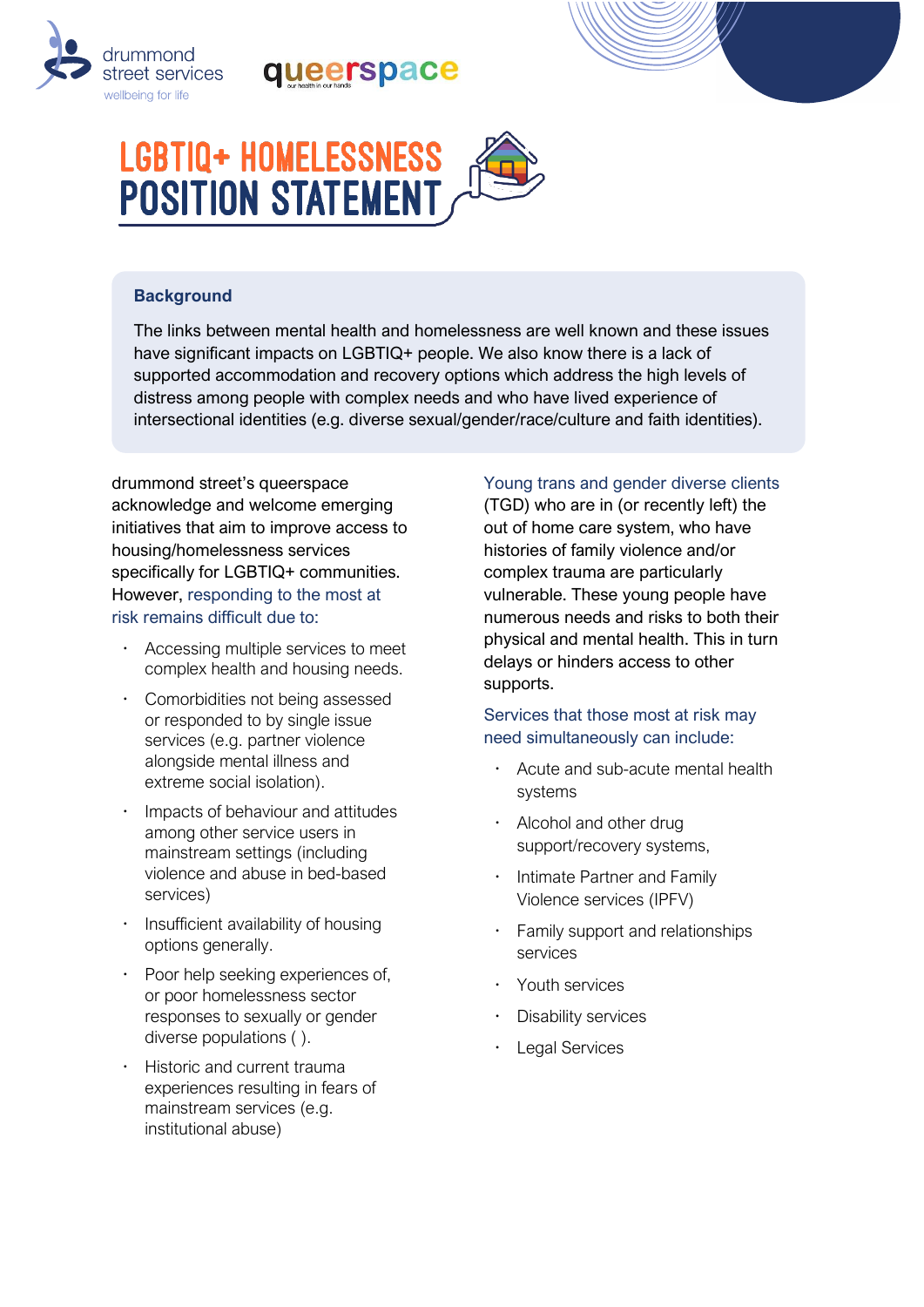drummond street services
wellbeing for life

queerspace
our health in our hands

# LGBTIQ+ HOMELESSNESS POSITION STATEMENT

## Background

The links between mental health and homelessness are well known and these issues have significant impacts on LGBTIQ+ people. We also know there is a lack of supported accommodation and recovery options which address the high levels of distress among people with complex needs and who have lived experience of intersectional identities (e.g. diverse sexual/gender/race/culture and faith identities).

drummond street's queerspace acknowledge and welcome emerging initiatives that aim to improve access to housing/homelessness services specifically for LGBTIQ+ communities. However, responding to the most at risk remains difficult due to:

- Accessing multiple services to meet complex health and housing needs.
- Comorbidities not being assessed or responded to by single issue services (e.g. partner violence alongside mental illness and extreme social isolation).
- Impacts of behaviour and attitudes among other service users in mainstream settings (including violence and abuse in bed-based services)
- Insufficient availability of housing options generally.
- Poor help seeking experiences of, or poor homelessness sector responses to sexually or gender diverse populations ( ).
- Historic and current trauma experiences resulting in fears of mainstream services (e.g. institutional abuse)

Young trans and gender diverse clients (TGD) who are in (or recently left) the out of home care system, who have histories of family violence and/or complex trauma are particularly vulnerable. These young people have numerous needs and risks to both their physical and mental health. This in turn delays or hinders access to other supports.

Services that those most at risk may need simultaneously can include:

- Acute and sub-acute mental health systems
- Alcohol and other drug support/recovery systems,
- Intimate Partner and Family Violence services (IPFV)
- Family support and relationships services
- Youth services
- Disability services
- Legal Services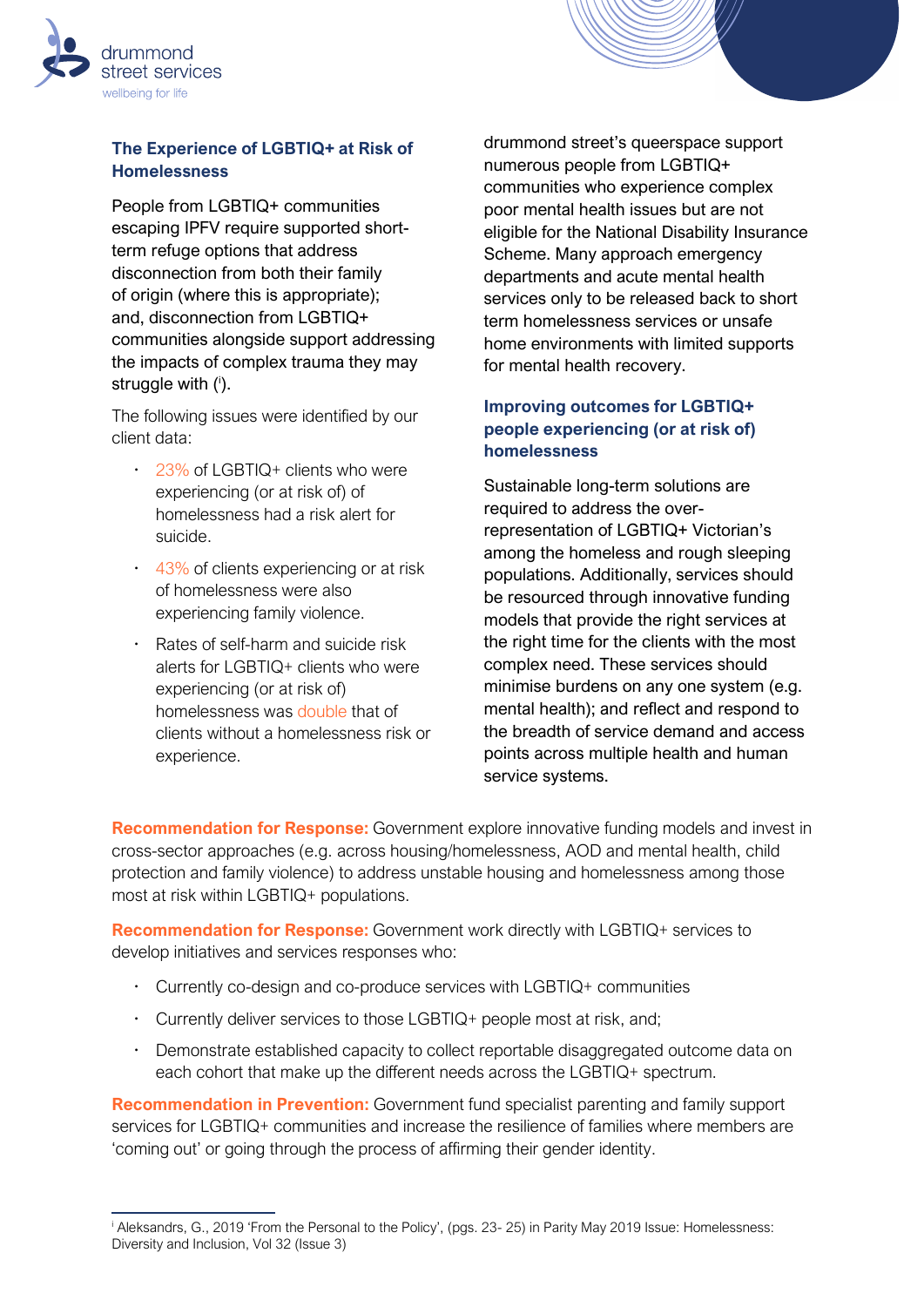## The Experience of LGBTIQ+ at Risk of Homelessness

People from LGBTIQ+ communities escaping IPFV require supported short-term refuge options that address disconnection from both their family of origin (where this is appropriate); and, disconnection from LGBTIQ+ communities alongside support addressing the impacts of complex trauma they may struggle with ([i]).

The following issues were identified by our client data:

- 23% of LGBTIQ+ clients who were experiencing (or at risk of) of homelessness had a risk alert for suicide.
- 43% of clients experiencing or at risk of homelessness were also experiencing family violence.
- Rates of self-harm and suicide risk alerts for LGBTIQ+ clients who were experiencing (or at risk of) homelessness was double that of clients without a homelessness risk or experience.

drummond street's queerspace support numerous people from LGBTIQ+ communities who experience complex poor mental health issues but are not eligible for the National Disability Insurance Scheme. Many approach emergency departments and acute mental health services only to be released back to short term homelessness services or unsafe home environments with limited supports for mental health recovery.

## Improving outcomes for LGBTIQ+ people experiencing (or at risk of) homelessness

Sustainable long-term solutions are required to address the over-representation of LGBTIQ+ Victorian's among the homeless and rough sleeping populations. Additionally, services should be resourced through innovative funding models that provide the right services at the right time for the clients with the most complex need. These services should minimise burdens on any one system (e.g. mental health); and reflect and respond to the breadth of service demand and access points across multiple health and human service systems.

**Recommendation for Response:** Government explore innovative funding models and invest in cross-sector approaches (e.g. across housing/homelessness, AOD and mental health, child protection and family violence) to address unstable housing and homelessness among those most at risk within LGBTIQ+ populations.

**Recommendation for Response:** Government work directly with LGBTIQ+ services to develop initiatives and services responses who:

- Currently co-design and co-produce services with LGBTIQ+ communities
- Currently deliver services to those LGBTIQ+ people most at risk, and;
- Demonstrate established capacity to collect reportable disaggregated outcome data on each cohort that make up the different needs across the LGBTIQ+ spectrum.

**Recommendation in Prevention:** Government fund specialist parenting and family support services for LGBTIQ+ communities and increase the resilience of families where members are 'coming out' or going through the process of affirming their gender identity.

---

[i] Aleksandrs, G., 2019 'From the Personal to the Policy', (pgs. 23- 25) in Parity May 2019 Issue: Homelessness: Diversity and Inclusion, Vol 32 (Issue 3)